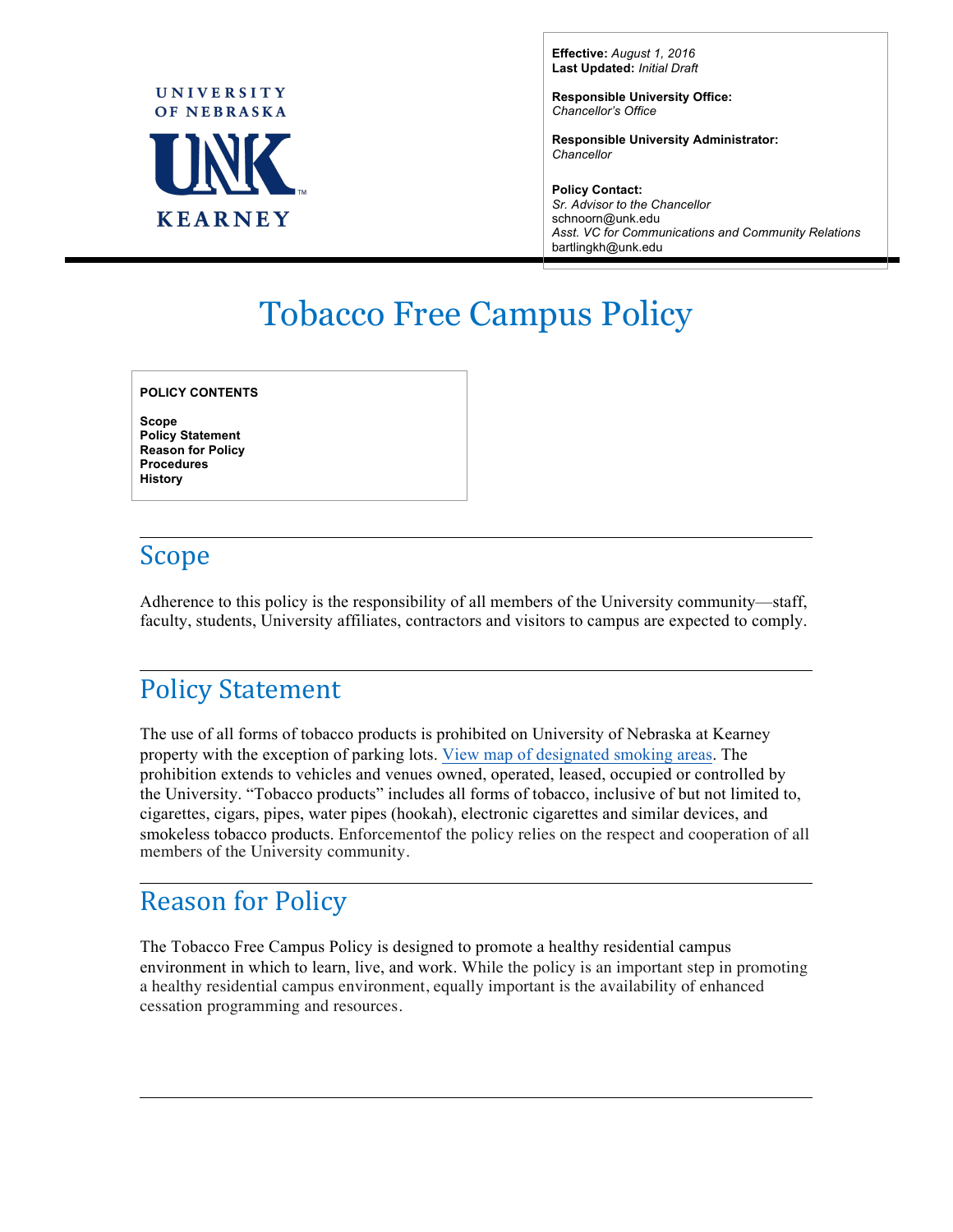UNIVERSITY OF NEBRASKA UNK KEARNEY

**Effective:** *August 1, 2016*
**Last Updated:** *Initial Draft*

**Responsible University Office:**
*Chancellor's Office*

**Responsible University Administrator:**
*Chancellor*

**Policy Contact:**
*Sr. Advisor to the Chancellor*
schnoorn@unk.edu
*Asst. VC for Communications and Community Relations*
bartlingkh@unk.edu

# Tobacco Free Campus Policy

**POLICY CONTENTS**

**Scope**
**Policy Statement**
**Reason for Policy**
**Procedures**
**History**

## Scope

Adherence to this policy is the responsibility of all members of the University community—staff, faculty, students, University affiliates, contractors and visitors to campus are expected to comply.

## Policy Statement

The use of all forms of tobacco products is prohibited on University of Nebraska at Kearney property with the exception of parking lots. View map of designated smoking areas. The prohibition extends to vehicles and venues owned, operated, leased, occupied or controlled by the University. "Tobacco products" includes all forms of tobacco, inclusive of but not limited to, cigarettes, cigars, pipes, water pipes (hookah), electronic cigarettes and similar devices, and smokeless tobacco products. Enforcementof the policy relies on the respect and cooperation of all members of the University community.

## Reason for Policy

The Tobacco Free Campus Policy is designed to promote a healthy residential campus environment in which to learn, live, and work. While the policy is an important step in promoting a healthy residential campus environment, equally important is the availability of enhanced cessation programming and resources.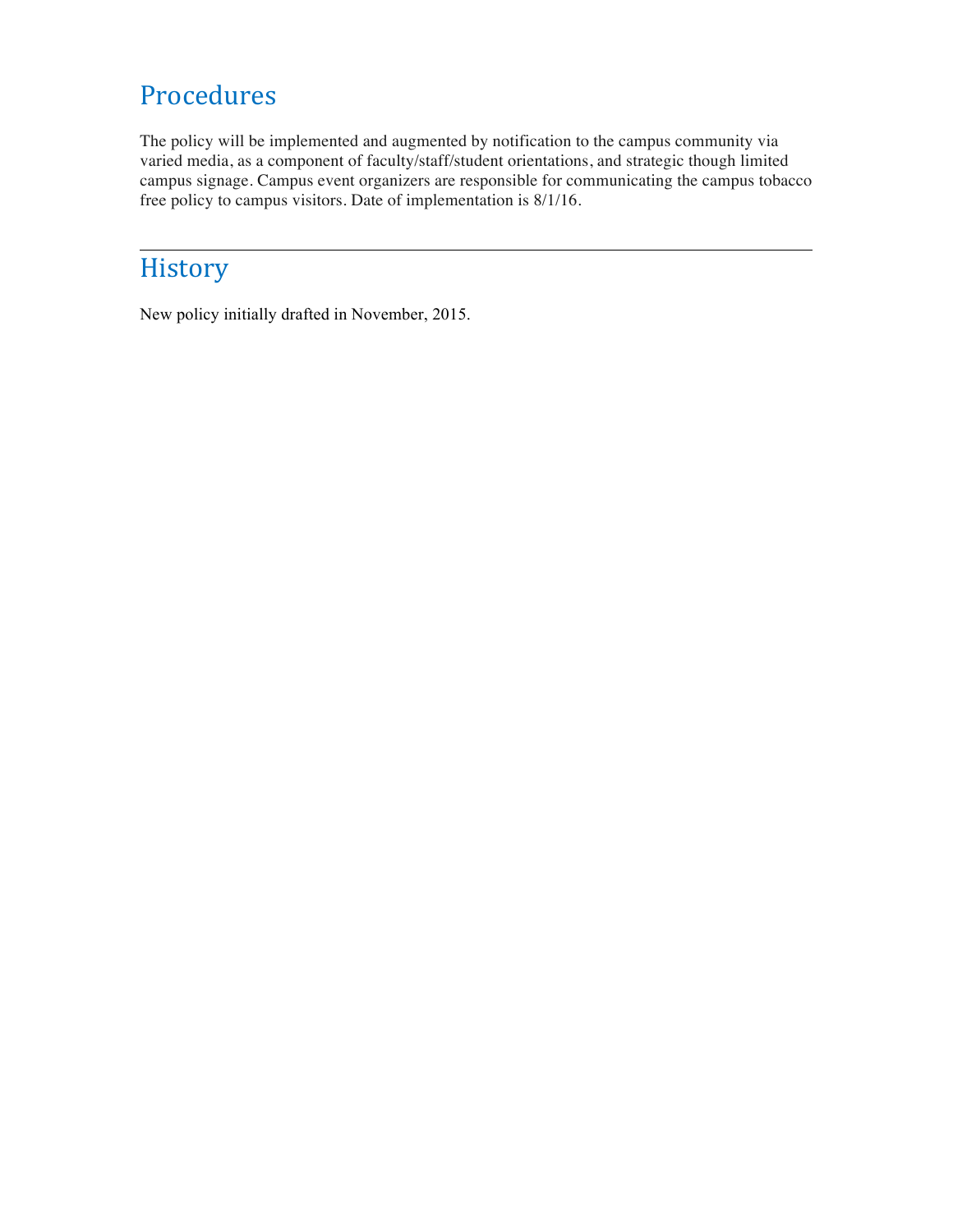## Procedures

The policy will be implemented and augmented by notification to the campus community via varied media, as a component of faculty/staff/student orientations, and strategic though limited campus signage. Campus event organizers are responsible for communicating the campus tobacco free policy to campus visitors. Date of implementation is 8/1/16.

---

## History

New policy initially drafted in November, 2015.